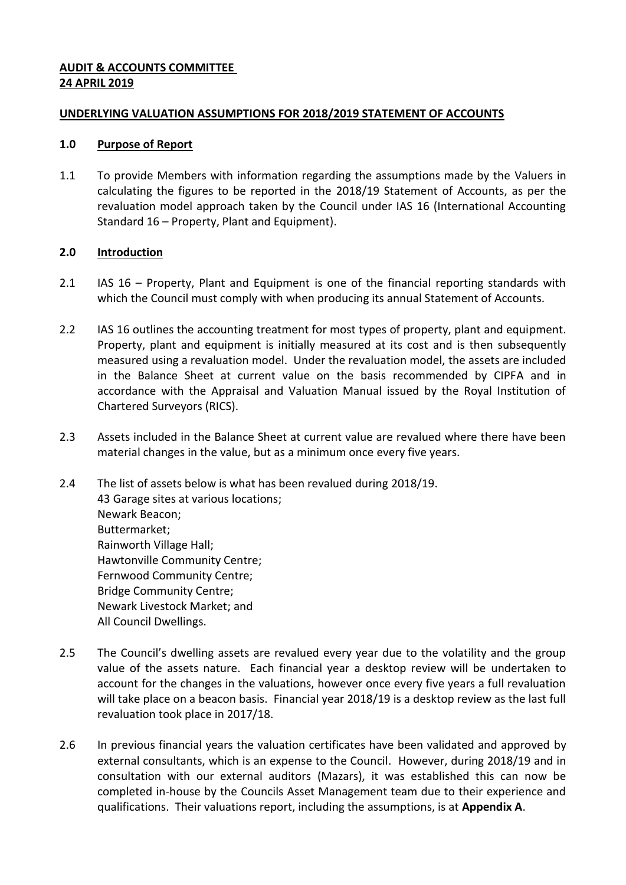**AUDIT & ACCOUNTS COMMITTEE**
**24 APRIL 2019**

**UNDERLYING VALUATION ASSUMPTIONS FOR 2018/2019 STATEMENT OF ACCOUNTS**

**1.0 Purpose of Report**

1.1 To provide Members with information regarding the assumptions made by the Valuers in calculating the figures to be reported in the 2018/19 Statement of Accounts, as per the revaluation model approach taken by the Council under IAS 16 (International Accounting Standard 16 – Property, Plant and Equipment).

**2.0 Introduction**

2.1 IAS 16 – Property, Plant and Equipment is one of the financial reporting standards with which the Council must comply with when producing its annual Statement of Accounts.

2.2 IAS 16 outlines the accounting treatment for most types of property, plant and equipment. Property, plant and equipment is initially measured at its cost and is then subsequently measured using a revaluation model. Under the revaluation model, the assets are included in the Balance Sheet at current value on the basis recommended by CIPFA and in accordance with the Appraisal and Valuation Manual issued by the Royal Institution of Chartered Surveyors (RICS).

2.3 Assets included in the Balance Sheet at current value are revalued where there have been material changes in the value, but as a minimum once every five years.

2.4 The list of assets below is what has been revalued during 2018/19.
43 Garage sites at various locations;
Newark Beacon;
Buttermarket;
Rainworth Village Hall;
Hawtonville Community Centre;
Fernwood Community Centre;
Bridge Community Centre;
Newark Livestock Market; and
All Council Dwellings.

2.5 The Council's dwelling assets are revalued every year due to the volatility and the group value of the assets nature. Each financial year a desktop review will be undertaken to account for the changes in the valuations, however once every five years a full revaluation will take place on a beacon basis. Financial year 2018/19 is a desktop review as the last full revaluation took place in 2017/18.

2.6 In previous financial years the valuation certificates have been validated and approved by external consultants, which is an expense to the Council. However, during 2018/19 and in consultation with our external auditors (Mazars), it was established this can now be completed in-house by the Councils Asset Management team due to their experience and qualifications. Their valuations report, including the assumptions, is at **Appendix A**.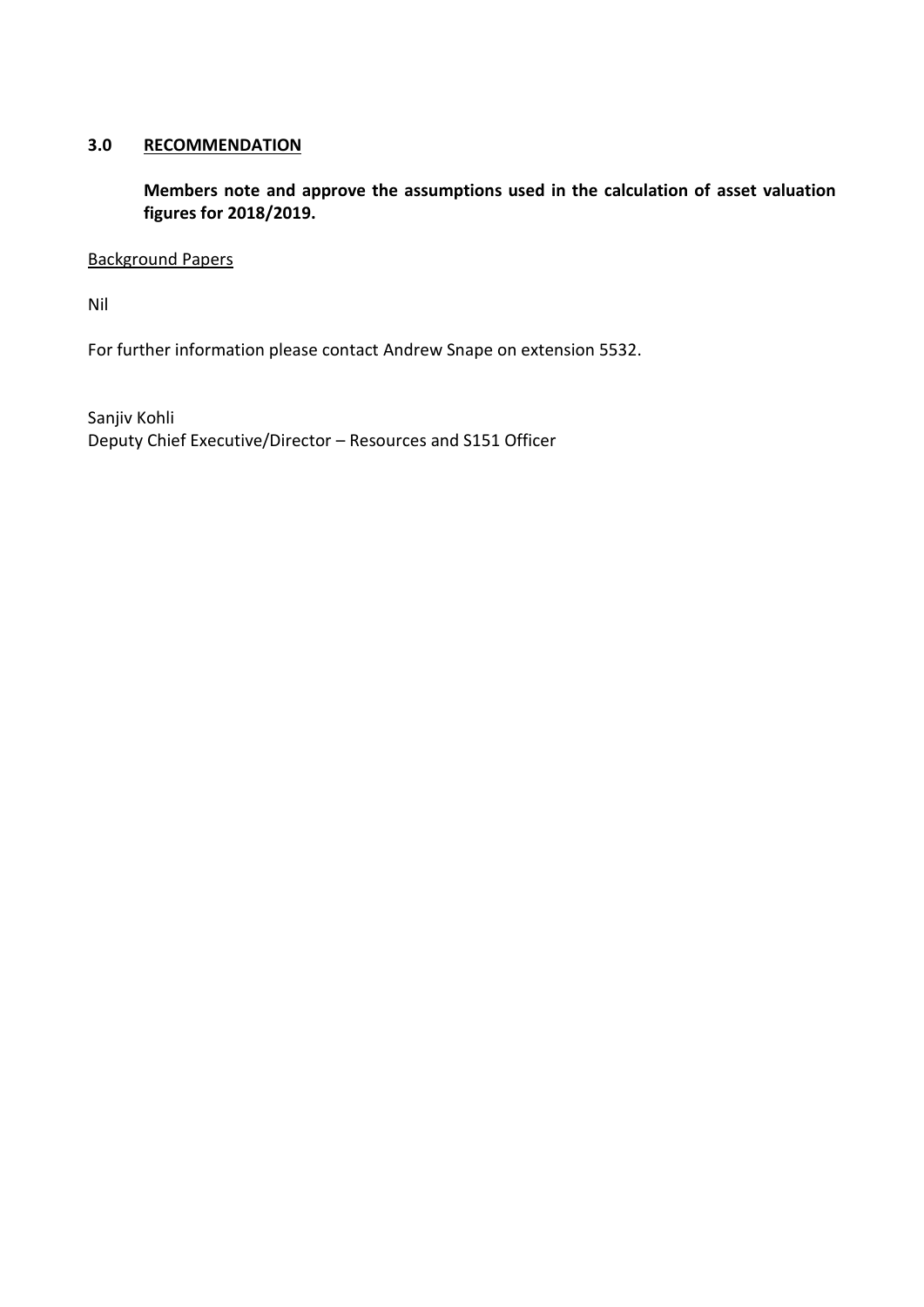## 3.0 RECOMMENDATION

**Members note and approve the assumptions used in the calculation of asset valuation figures for 2018/2019.**

Background Papers

Nil

For further information please contact Andrew Snape on extension 5532.

Sanjiv Kohli
Deputy Chief Executive/Director – Resources and S151 Officer